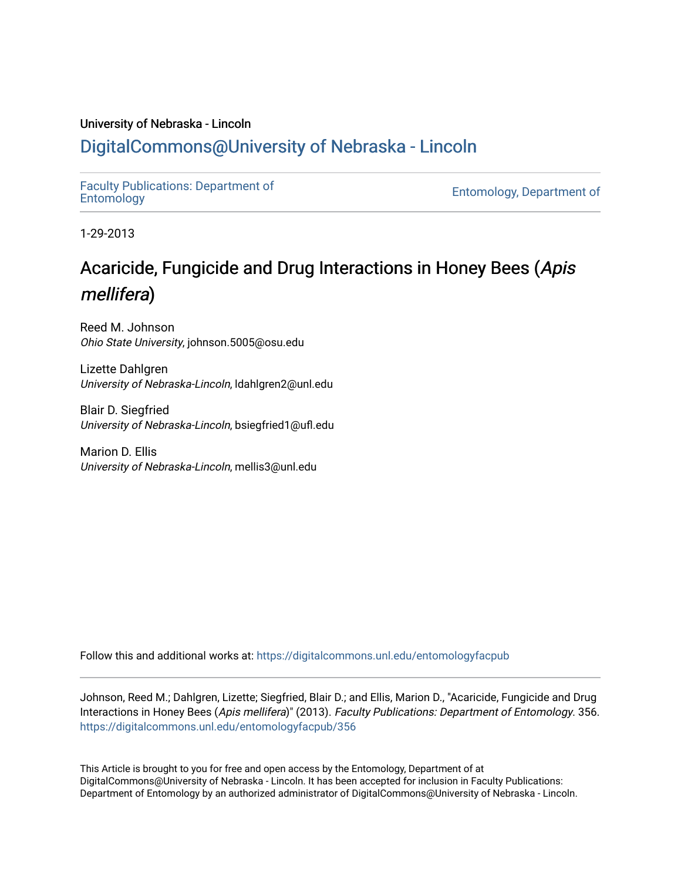University of Nebraska - Lincoln

## DigitalCommons@University of Nebraska - Lincoln

Faculty Publications: Department of Entomology

Entomology, Department of

1-29-2013

# Acaricide, Fungicide and Drug Interactions in Honey Bees (*Apis mellifera*)

Reed M. Johnson
*Ohio State University*, johnson.5005@osu.edu

Lizette Dahlgren
*University of Nebraska-Lincoln*, ldahlgren2@unl.edu

Blair D. Siegfried
*University of Nebraska-Lincoln*, bsiegfried1@ufl.edu

Marion D. Ellis
*University of Nebraska-Lincoln*, mellis3@unl.edu

Follow this and additional works at: https://digitalcommons.unl.edu/entomologyfacpub

Johnson, Reed M.; Dahlgren, Lizette; Siegfried, Blair D.; and Ellis, Marion D., "Acaricide, Fungicide and Drug Interactions in Honey Bees (*Apis mellifera*)" (2013). *Faculty Publications: Department of Entomology*. 356.
https://digitalcommons.unl.edu/entomologyfacpub/356

This Article is brought to you for free and open access by the Entomology, Department of at DigitalCommons@University of Nebraska - Lincoln. It has been accepted for inclusion in Faculty Publications: Department of Entomology by an authorized administrator of DigitalCommons@University of Nebraska - Lincoln.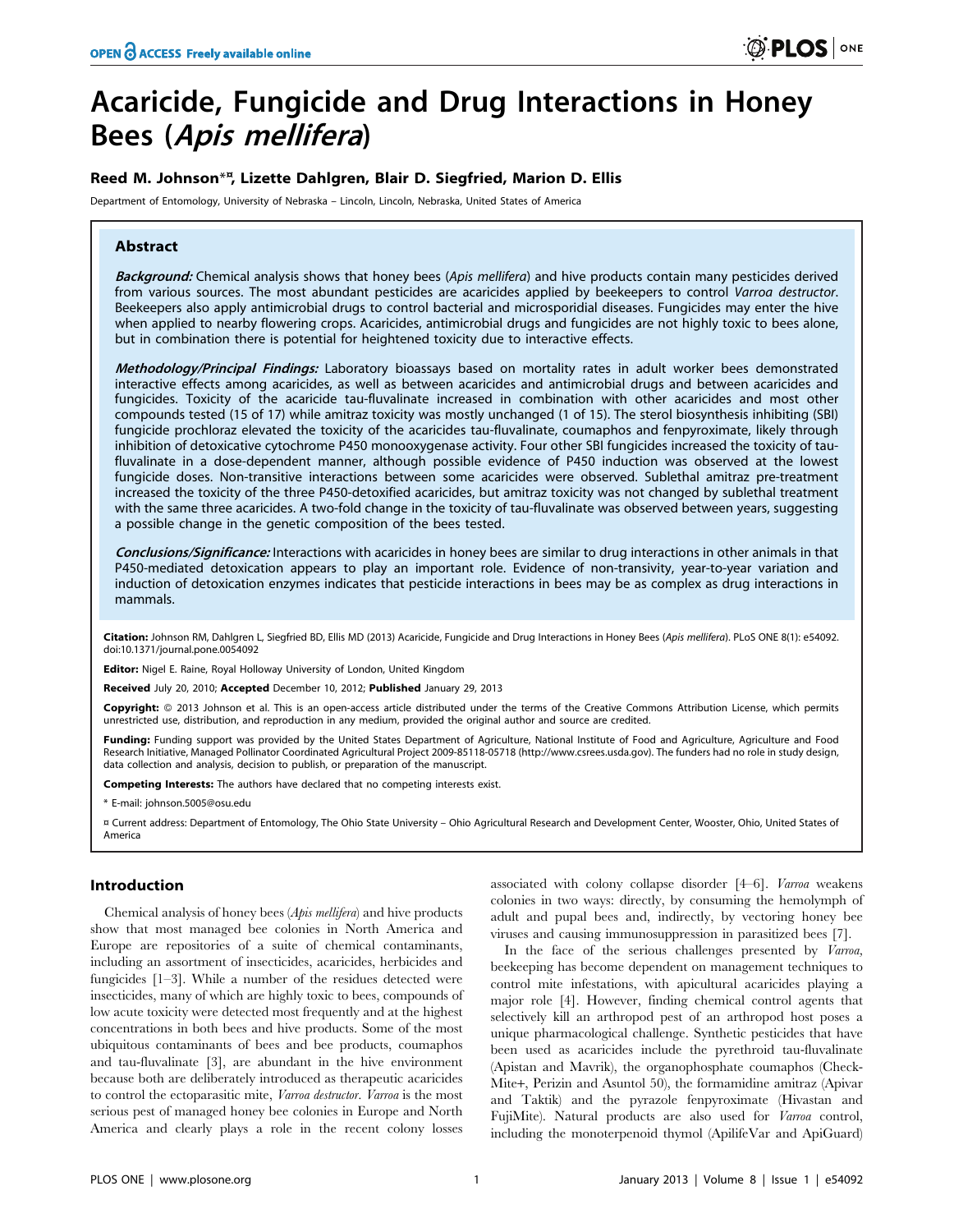# Acaricide, Fungicide and Drug Interactions in Honey Bees (*Apis mellifera*)

**Reed M. Johnson*¤, Lizette Dahlgren, Blair D. Siegfried, Marion D. Ellis**

Department of Entomology, University of Nebraska – Lincoln, Lincoln, Nebraska, United States of America

## Abstract

***Background:*** Chemical analysis shows that honey bees (*Apis mellifera*) and hive products contain many pesticides derived from various sources. The most abundant pesticides are acaricides applied by beekeepers to control *Varroa destructor*. Beekeepers also apply antimicrobial drugs to control bacterial and microsporidial diseases. Fungicides may enter the hive when applied to nearby flowering crops. Acaricides, antimicrobial drugs and fungicides are not highly toxic to bees alone, but in combination there is potential for heightened toxicity due to interactive effects.

***Methodology/Principal Findings:*** Laboratory bioassays based on mortality rates in adult worker bees demonstrated interactive effects among acaricides, as well as between acaricides and antimicrobial drugs and between acaricides and fungicides. Toxicity of the acaricide tau-fluvalinate increased in combination with other acaricides and most other compounds tested (15 of 17) while amitraz toxicity was mostly unchanged (1 of 15). The sterol biosynthesis inhibiting (SBI) fungicide prochloraz elevated the toxicity of the acaricides tau-fluvalinate, coumaphos and fenpyroximate, likely through inhibition of detoxicative cytochrome P450 monooxygenase activity. Four other SBI fungicides increased the toxicity of tau-fluvalinate in a dose-dependent manner, although possible evidence of P450 induction was observed at the lowest fungicide doses. Non-transitive interactions between some acaricides were observed. Sublethal amitraz pre-treatment increased the toxicity of the three P450-detoxified acaricides, but amitraz toxicity was not changed by sublethal treatment with the same three acaricides. A two-fold change in the toxicity of tau-fluvalinate was observed between years, suggesting a possible change in the genetic composition of the bees tested.

***Conclusions/Significance:*** Interactions with acaricides in honey bees are similar to drug interactions in other animals in that P450-mediated detoxication appears to play an important role. Evidence of non-transivity, year-to-year variation and induction of detoxication enzymes indicates that pesticide interactions in bees may be as complex as drug interactions in mammals.

**Citation:** Johnson RM, Dahlgren L, Siegfried BD, Ellis MD (2013) Acaricide, Fungicide and Drug Interactions in Honey Bees (*Apis mellifera*). PLoS ONE 8(1): e54092. doi:10.1371/journal.pone.0054092

**Editor:** Nigel E. Raine, Royal Holloway University of London, United Kingdom

**Received** July 20, 2010; **Accepted** December 10, 2012; **Published** January 29, 2013

**Copyright:** © 2013 Johnson et al. This is an open-access article distributed under the terms of the Creative Commons Attribution License, which permits unrestricted use, distribution, and reproduction in any medium, provided the original author and source are credited.

**Funding:** Funding support was provided by the United States Department of Agriculture, National Institute of Food and Agriculture, Agriculture and Food Research Initiative, Managed Pollinator Coordinated Agricultural Project 2009-85118-05718 (http://www.csrees.usda.gov). The funders had no role in study design, data collection and analysis, decision to publish, or preparation of the manuscript.

**Competing Interests:** The authors have declared that no competing interests exist.

\* E-mail: johnson.5005@osu.edu

¤ Current address: Department of Entomology, The Ohio State University – Ohio Agricultural Research and Development Center, Wooster, Ohio, United States of America

## Introduction

Chemical analysis of honey bees (*Apis mellifera*) and hive products show that most managed bee colonies in North America and Europe are repositories of a suite of chemical contaminants, including an assortment of insecticides, acaricides, herbicides and fungicides [1–3]. While a number of the residues detected were insecticides, many of which are highly toxic to bees, compounds of low acute toxicity were detected most frequently and at the highest concentrations in both bees and hive products. Some of the most ubiquitous contaminants of bees and bee products, coumaphos and tau-fluvalinate [3], are abundant in the hive environment because both are deliberately introduced as therapeutic acaricides to control the ectoparasitic mite, *Varroa destructor*. *Varroa* is the most serious pest of managed honey bee colonies in Europe and North America and clearly plays a role in the recent colony losses associated with colony collapse disorder [4–6]. *Varroa* weakens colonies in two ways: directly, by consuming the hemolymph of adult and pupal bees and, indirectly, by vectoring honey bee viruses and causing immunosuppression in parasitized bees [7].

In the face of the serious challenges presented by *Varroa*, beekeeping has become dependent on management techniques to control mite infestations, with apicultural acaricides playing a major role [4]. However, finding chemical control agents that selectively kill an arthropod pest of an arthropod host poses a unique pharmacological challenge. Synthetic pesticides that have been used as acaricides include the pyrethroid tau-fluvalinate (Apistan and Mavrik), the organophosphate coumaphos (Check-Mite+, Perizin and Asuntol 50), the formamidine amitraz (Apivar and Taktik) and the pyrazole fenpyroximate (Hivastan and FujiMite). Natural products are also used for *Varroa* control, including the monoterpenoid thymol (ApilifeVar and ApiGuard)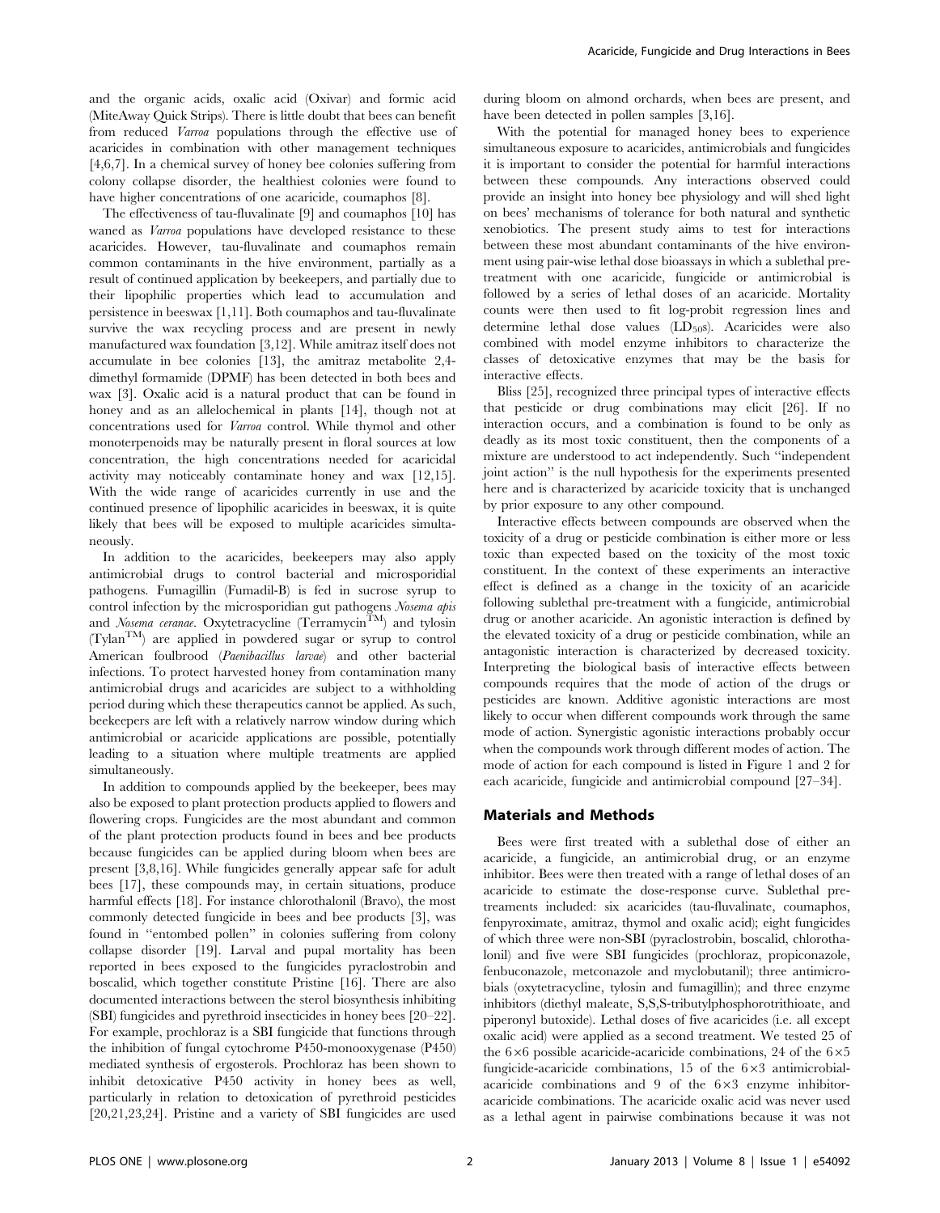and the organic acids, oxalic acid (Oxivar) and formic acid (MiteAway Quick Strips). There is little doubt that bees can benefit from reduced *Varroa* populations through the effective use of acaricides in combination with other management techniques [4,6,7]. In a chemical survey of honey bee colonies suffering from colony collapse disorder, the healthiest colonies were found to have higher concentrations of one acaricide, coumaphos [8].

The effectiveness of tau-fluvalinate [9] and coumaphos [10] has waned as *Varroa* populations have developed resistance to these acaricides. However, tau-fluvalinate and coumaphos remain common contaminants in the hive environment, partially as a result of continued application by beekeepers, and partially due to their lipophilic properties which lead to accumulation and persistence in beeswax [1,11]. Both coumaphos and tau-fluvalinate survive the wax recycling process and are present in newly manufactured wax foundation [3,12]. While amitraz itself does not accumulate in bee colonies [13], the amitraz metabolite 2,4-dimethyl formamide (DPMF) has been detected in both bees and wax [3]. Oxalic acid is a natural product that can be found in honey and as an allelochemical in plants [14], though not at concentrations used for *Varroa* control. While thymol and other monoterpenoids may be naturally present in floral sources at low concentration, the high concentrations needed for acaricidal activity may noticeably contaminate honey and wax [12,15]. With the wide range of acaricides currently in use and the continued presence of lipophilic acaricides in beeswax, it is quite likely that bees will be exposed to multiple acaricides simultaneously.

In addition to the acaricides, beekeepers may also apply antimicrobial drugs to control bacterial and microsporidial pathogens. Fumagillin (Fumadil-B) is fed in sucrose syrup to control infection by the microsporidian gut pathogens *Nosema apis* and *Nosema ceranae*. Oxytetracycline (Terramycin™) and tylosin (Tylan™) are applied in powdered sugar or syrup to control American foulbrood (*Paenibacillus larvae*) and other bacterial infections. To protect harvested honey from contamination many antimicrobial drugs and acaricides are subject to a withholding period during which these therapeutics cannot be applied. As such, beekeepers are left with a relatively narrow window during which antimicrobial or acaricide applications are possible, potentially leading to a situation where multiple treatments are applied simultaneously.

In addition to compounds applied by the beekeeper, bees may also be exposed to plant protection products applied to flowers and flowering crops. Fungicides are the most abundant and common of the plant protection products found in bees and bee products because fungicides can be applied during bloom when bees are present [3,8,16]. While fungicides generally appear safe for adult bees [17], these compounds may, in certain situations, produce harmful effects [18]. For instance chlorothalonil (Bravo), the most commonly detected fungicide in bees and bee products [3], was found in "entombed pollen" in colonies suffering from colony collapse disorder [19]. Larval and pupal mortality has been reported in bees exposed to the fungicides pyraclostrobin and boscalid, which together constitute Pristine [16]. There are also documented interactions between the sterol biosynthesis inhibiting (SBI) fungicides and pyrethroid insecticides in honey bees [20–22]. For example, prochloraz is a SBI fungicide that functions through the inhibition of fungal cytochrome P450-monooxygenase (P450) mediated synthesis of ergosterols. Prochloraz has been shown to inhibit detoxicative P450 activity in honey bees as well, particularly in relation to detoxication of pyrethroid pesticides [20,21,23,24]. Pristine and a variety of SBI fungicides are used during bloom on almond orchards, when bees are present, and have been detected in pollen samples [3,16].

With the potential for managed honey bees to experience simultaneous exposure to acaricides, antimicrobials and fungicides it is important to consider the potential for harmful interactions between these compounds. Any interactions observed could provide an insight into honey bee physiology and will shed light on bees' mechanisms of tolerance for both natural and synthetic xenobiotics. The present study aims to test for interactions between these most abundant contaminants of the hive environment using pair-wise lethal dose bioassays in which a sublethal pre-treatment with one acaricide, fungicide or antimicrobial is followed by a series of lethal doses of an acaricide. Mortality counts were then used to fit log-probit regression lines and determine lethal dose values ($LD_{50}$s). Acaricides were also combined with model enzyme inhibitors to characterize the classes of detoxicative enzymes that may be the basis for interactive effects.

Bliss [25], recognized three principal types of interactive effects that pesticide or drug combinations may elicit [26]. If no interaction occurs, and a combination is found to be only as deadly as its most toxic constituent, then the components of a mixture are understood to act independently. Such "independent joint action" is the null hypothesis for the experiments presented here and is characterized by acaricide toxicity that is unchanged by prior exposure to any other compound.

Interactive effects between compounds are observed when the toxicity of a drug or pesticide combination is either more or less toxic than expected based on the toxicity of the most toxic constituent. In the context of these experiments an interactive effect is defined as a change in the toxicity of an acaricide following sublethal pre-treatment with a fungicide, antimicrobial drug or another acaricide. An agonistic interaction is defined by the elevated toxicity of a drug or pesticide combination, while an antagonistic interaction is characterized by decreased toxicity. Interpreting the biological basis of interactive effects between compounds requires that the mode of action of the drugs or pesticides are known. Additive agonistic interactions are most likely to occur when different compounds work through the same mode of action. Synergistic agonistic interactions probably occur when the compounds work through different modes of action. The mode of action for each compound is listed in Figure 1 and 2 for each acaricide, fungicide and antimicrobial compound [27–34].

## Materials and Methods

Bees were first treated with a sublethal dose of either an acaricide, a fungicide, an antimicrobial drug, or an enzyme inhibitor. Bees were then treated with a range of lethal doses of an acaricide to estimate the dose-response curve. Sublethal pretreatments included: six acaricides (tau-fluvalinate, coumaphos, fenpyroximate, amitraz, thymol and oxalic acid); eight fungicides of which three were non-SBI (pyraclostrobin, boscalid, chlorothalonil) and five were SBI fungicides (prochloraz, propiconazole, fenbuconazole, metconazole and myclobutanil); three antimicrobials (oxytetracycline, tylosin and fumagillin); and three enzyme inhibitors (diethyl maleate, S,S,S-tributylphosphorotrithioate, and piperonyl butoxide). Lethal doses of five acaricides (i.e. all except oxalic acid) were applied as a second treatment. We tested 25 of the 6×6 possible acaricide-acaricide combinations, 24 of the 6×5 fungicide-acaricide combinations, 15 of the 6×3 antimicrobial-acaricide combinations and 9 of the 6×3 enzyme inhibitor-acaricide combinations. The acaricide oxalic acid was never used as a lethal agent in pairwise combinations because it was not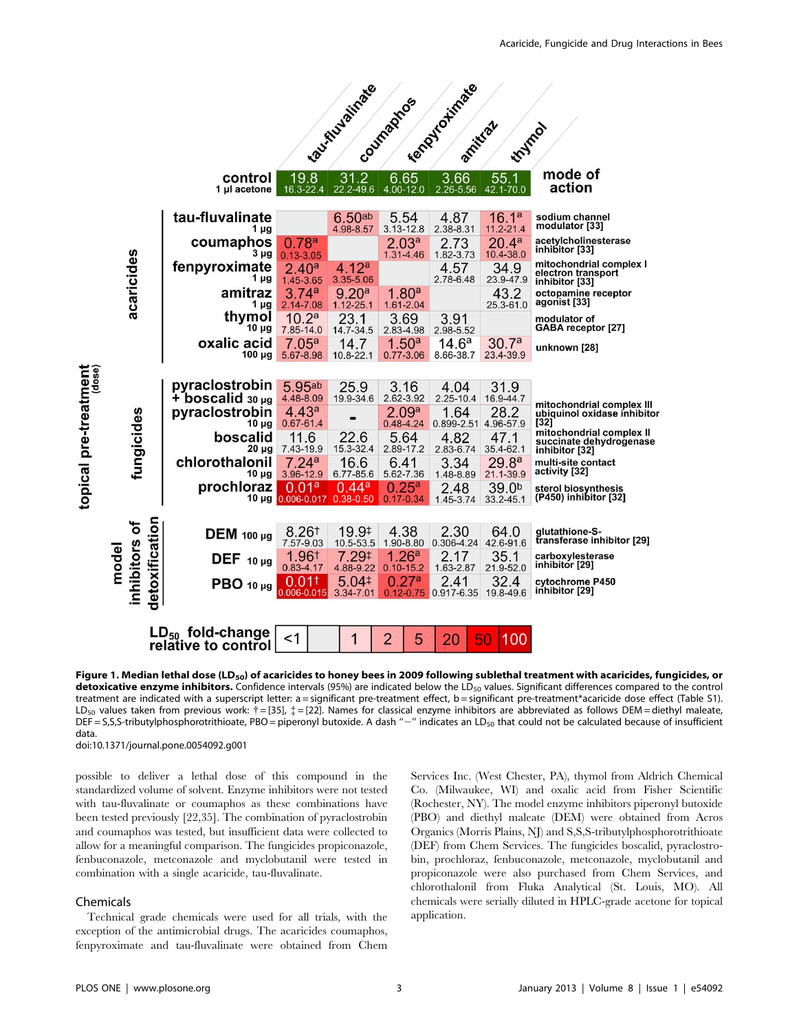| topical pre-treatment (dose) | | tau-fluvalinate | coumaphos | fenpyroximate | amitraz | thymol | mode of action |
|---|---|---|---|---|---|---|---|
| | control 1 µl acetone | 19.8 16.3-22.4 | 31.2 22.2-49.6 | 6.65 4.00-12.0 | 3.66 2.26-5.56 | 55.1 42.1-70.0 | |
| acaricides | tau-fluvalinate 1 µg | | 6.50[ab] 4.98-8.57 | 5.54 3.13-12.8 | 4.87 2.38-8.31 | 16.1[a] 11.2-21.4 | sodium channel modulator [33] |
| | coumaphos 3 µg | 0.78[a] 0.13-3.05 | | 2.03[a] 1.31-4.46 | 2.73 1.82-3.73 | 20.4[a] 10.4-38.0 | acetylcholinesterase inhibitor [33] |
| | fenpyroximate 1 µg | 2.40[a] 1.45-3.65 | 4.12[a] 3.35-5.06 | | 4.57 2.78-6.48 | 34.9 23.9-47.9 | mitochondrial complex I electron transport inhibitor [33] |
| | amitraz 1 µg | 3.74[a] 2.14-7.08 | 9.20[a] 1.12-25.1 | 1.80[a] 1.61-2.04 | | 43.2 25.3-61.0 | octopamine receptor agonist [33] |
| | thymol 10 µg | 10.2[a] 7.85-14.0 | 23.1 14.7-34.5 | 3.69 2.83-4.98 | 3.91 2.98-5.52 | | modulator of GABA receptor [27] |
| | oxalic acid 100 µg | 7.05[a] 5.67-8.98 | 14.7 10.8-22.1 | 1.50[a] 0.77-3.06 | 14.6[a] 8.66-38.7 | 30.7[a] 23.4-39.9 | unknown [28] |
| fungicides | pyraclostrobin + boscalid 30 µg | 5.95[ab] 4.48-8.09 | 25.9 19.9-34.6 | 3.16 2.62-3.92 | 4.04 2.25-10.4 | 31.9 16.9-44.7 | mitochondrial complex III ubiquinol oxidase inhibitor [32] |
| | pyraclostrobin 10 µg | 4.43[a] 0.67-61.4 | - | 2.09[a] 0.48-4.24 | 1.64 0.899-2.51 | 28.2 4.96-57.9 | mitochondrial complex III ubiquinol oxidase inhibitor [32] |
| | boscalid 20 µg | 11.6 7.43-19.9 | 22.6 15.3-32.4 | 5.64 2.89-17.2 | 4.82 2.83-6.74 | 47.1 35.4-62.1 | mitochondrial complex II succinate dehydrogenase inhibitor [32] |
| | chlorothalonil 10 µg | 7.24[a] 3.96-12.9 | 16.6 6.77-85.6 | 6.41 5.62-7.36 | 3.34 1.48-8.89 | 29.8[a] 21.1-39.9 | multi-site contact activity [32] |
| | prochloraz 10 µg | 0.01[a] 0.006-0.017 | 0.44[a] 0.38-0.50 | 0.25[a] 0.17-0.34 | 2.48 1.45-3.74 | 39.0[b] 33.2-45.1 | sterol biosynthesis (P450) inhibitor [32] |
| model inhibitors of detoxification | DEM 100 µg | 8.26† 7.57-9.03 | 19.9‡ 10.5-53.5 | 4.38 1.90-8.80 | 2.30 0.306-4.24 | 64.0 42.6-91.6 | glutathione-S-transferase inhibitor [29] |
| | DEF 10 µg | 1.96† 0.83-4.17 | 7.29‡ 4.88-9.22 | 1.26[a] 0.10-15.2 | 2.17 1.63-2.87 | 35.1 21.9-52.0 | carboxylesterase inhibitor [29] |
| | PBO 10 µg | 0.01† 0.006-0.015 | 5.04‡ 3.34-7.01 | 0.27[a] 0.12-0.75 | 2.41 0.917-6.35 | 32.4 19.8-49.6 | cytochrome P450 inhibitor [29] |

$LD_{50}$ fold-change relative to control: <1 | 1 | 2 | 5 | 20 | 50 | 100

**Figure 1. Median lethal dose ($LD_{50}$) of acaricides to honey bees in 2009 following sublethal treatment with acaricides, fungicides, or detoxicative enzyme inhibitors.** Confidence intervals (95%) are indicated below the $LD_{50}$ values. Significant differences compared to the control treatment are indicated with a superscript letter: a = significant pre-treatment effect, b = significant pre-treatment*acaricide dose effect (Table S1). $LD_{50}$ values taken from previous work: † = [35], ‡ = [22]. Names for classical enzyme inhibitors are abbreviated as follows DEM = diethyl maleate, DEF = S,S,S-tributylphosphorotrithioate, PBO = piperonyl butoxide. A dash "−" indicates an $LD_{50}$ that could not be calculated because of insufficient data.
doi:10.1371/journal.pone.0054092.g001

possible to deliver a lethal dose of this compound in the standardized volume of solvent. Enzyme inhibitors were not tested with tau-fluvalinate or coumaphos as these combinations have been tested previously [22,35]. The combination of pyraclostrobin and coumaphos was tested, but insufficient data were collected to allow for a meaningful comparison. The fungicides propiconazole, fenbuconazole, metconazole and myclobutanil were tested in combination with a single acaricide, tau-fluvalinate.

### Chemicals

Technical grade chemicals were used for all trials, with the exception of the antimicrobial drugs. The acaricides coumaphos, fenpyroximate and tau-fluvalinate were obtained from Chem Services Inc. (West Chester, PA), thymol from Aldrich Chemical Co. (Milwaukee, WI) and oxalic acid from Fisher Scientific (Rochester, NY). The model enzyme inhibitors piperonyl butoxide (PBO) and diethyl maleate (DEM) were obtained from Acros Organics (Morris Plains, NJ) and S,S,S-tributylphosphorotrithioate (DEF) from Chem Services. The fungicides boscalid, pyraclostrobin, prochloraz, fenbuconazole, metconazole, myclobutanil and propiconazole were also purchased from Chem Services, and chlorothalonil from Fluka Analytical (St. Louis, MO). All chemicals were serially diluted in HPLC-grade acetone for topical application.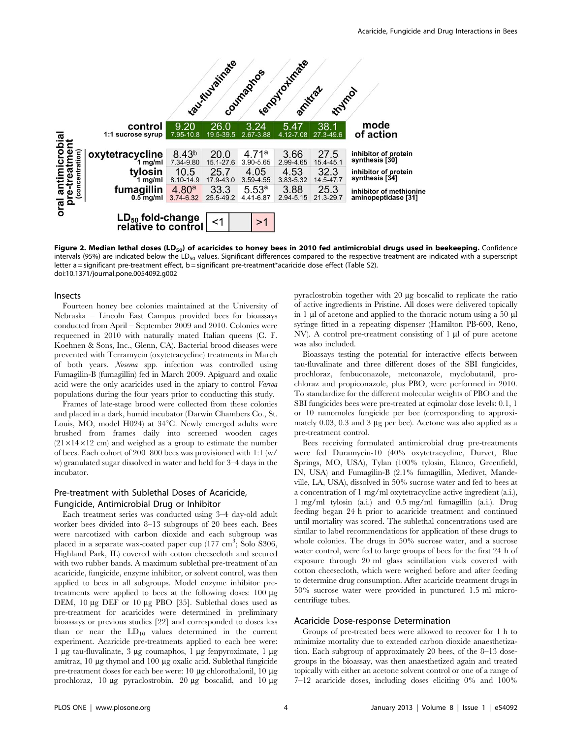| oral antimicrobial pre-treatment (concentration) | tau-fluvalinate | coumaphos | fenpyroximate | amitraz | thymol | mode of action |
|---|---|---|---|---|---|---|
| control 1:1 sucrose syrup | 9.20 (7.95-10.8) | 26.0 (19.5-39.5) | 3.24 (2.67-3.88) | 5.47 (4.12-7.08) | 38.1 (27.3-49.6) | |
| oxytetracycline 1 mg/ml | 8.43[b] (7.34-9.80) | 20.0 (15.1-27.6) | 4.71[a] (3.90-5.65) | 3.66 (2.99-4.65) | 27.5 (15.4-45.1) | inhibitor of protein synthesis [30] |
| tylosin 1 mg/ml | 10.5 (8.10-14.9) | 25.7 (17.9-43.0) | 4.05 (3.59-4.55) | 4.53 (3.83-5.32) | 32.3 (14.5-47.7) | inhibitor of protein synthesis [34] |
| fumagillin 0.5 mg/ml | 4.80[a] (3.74-6.32) | 33.3 (25.5-49.2) | 5.53[a] (4.41-6.87) | 3.88 (2.94-5.15) | 25.3 (21.3-29.7) | inhibitor of methionine aminopeptidase [31] |

$LD_{50}$ fold-change relative to control: <1 | | >1

**Figure 2. Median lethal doses ($LD_{50}$) of acaricides to honey bees in 2010 fed antimicrobial drugs used in beekeeping.** Confidence intervals (95%) are indicated below the $LD_{50}$ values. Significant differences compared to the respective treatment are indicated with a superscript letter a = significant pre-treatment effect, b = significant pre-treatment\*acaricide dose effect (Table S2).
doi:10.1371/journal.pone.0054092.g002

### Insects

Fourteen honey bee colonies maintained at the University of Nebraska – Lincoln East Campus provided bees for bioassays conducted from April – September 2009 and 2010. Colonies were requeened in 2010 with naturally mated Italian queens (C. F. Koehnen & Sons, Inc., Glenn, CA). Bacterial brood diseases were prevented with Terramycin (oxytetracycline) treatments in March of both years. *Nosema* spp. infection was controlled using Fumagilin-B (fumagillin) fed in March 2009. Apiguard and oxalic acid were the only acaricides used in the apiary to control *Varroa* populations during the four years prior to conducting this study.

Frames of late-stage brood were collected from these colonies and placed in a dark, humid incubator (Darwin Chambers Co., St. Louis, MO, model H024) at 34°C. Newly emerged adults were brushed from frames daily into screened wooden cages (21×14×12 cm) and weighed as a group to estimate the number of bees. Each cohort of 200–800 bees was provisioned with 1:1 (w/w) granulated sugar dissolved in water and held for 3–4 days in the incubator.

### Pre-treatment with Sublethal Doses of Acaricide, Fungicide, Antimicrobial Drug or Inhibitor

Each treatment series was conducted using 3–4 day-old adult worker bees divided into 8–13 subgroups of 20 bees each. Bees were narcotized with carbon dioxide and each subgroup was placed in a separate wax-coated paper cup (177 $cm^3$; Solo S306, Highland Park, IL) covered with cotton cheesecloth and secured with two rubber bands. A maximum sublethal pre-treatment of an acaricide, fungicide, enzyme inhibitor, or solvent control, was then applied to bees in all subgroups. Model enzyme inhibitor pre-treatments were applied to bees at the following doses: 100 µg DEM, 10 µg DEF or 10 µg PBO [35]. Sublethal doses used as pre-treatment for acaricides were determined in preliminary bioassays or previous studies [22] and corresponded to doses less than or near the $LD_{10}$ values determined in the current experiment. Acaricide pre-treatments applied to each bee were: 1 µg tau-fluvalinate, 3 µg coumaphos, 1 µg fenpyroximate, 1 µg amitraz, 10 µg thymol and 100 µg oxalic acid. Sublethal fungicide pre-treatment doses for each bee were: 10 µg chlorothalonil, 10 µg prochloraz, 10 µg pyraclostrobin, 20 µg boscalid, and 10 µg pyraclostrobin together with 20 µg boscalid to replicate the ratio of active ingredients in Pristine. All doses were delivered topically in 1 µl of acetone and applied to the thoracic notum using a 50 µl syringe fitted in a repeating dispenser (Hamilton PB-600, Reno, NV). A control pre-treatment consisting of 1 µl of pure acetone was also included.

Bioassays testing the potential for interactive effects between tau-fluvalinate and three different doses of the SBI fungicides, prochloraz, fenbuconazole, metconazole, myclobutanil, prochloraz and propiconazole, plus PBO, were performed in 2010. To standardize for the different molecular weights of PBO and the SBI fungicides bees were pre-treated at eqimolar dose levels: 0.1, 1 or 10 nanomoles fungicide per bee (corresponding to approximately 0.03, 0.3 and 3 µg per bee). Acetone was also applied as a pre-treatment control.

Bees receiving formulated antimicrobial drug pre-treatments were fed Duramycin-10 (40% oxytetracycline, Durvet, Blue Springs, MO, USA), Tylan (100% tylosin, Elanco, Greenfield, IN, USA) and Fumagilin-B (2.1% fumagillin, Medivet, Mandeville, LA, USA), dissolved in 50% sucrose water and fed to bees at a concentration of 1 mg/ml oxytetracycline active ingredient (a.i.), 1 mg/ml tylosin (a.i.) and 0.5 mg/ml fumagillin (a.i.). Drug feeding began 24 h prior to acaricide treatment and continued until mortality was scored. The sublethal concentrations used are similar to label recommendations for application of these drugs to whole colonies. The drugs in 50% sucrose water, and a sucrose water control, were fed to large groups of bees for the first 24 h of exposure through 20 ml glass scintillation vials covered with cotton cheesecloth, which were weighed before and after feeding to determine drug consumption. After acaricide treatment drugs in 50% sucrose water were provided in punctured 1.5 ml microcentrifuge tubes.

### Acaricide Dose-response Determination

Groups of pre-treated bees were allowed to recover for 1 h to minimize mortality due to extended carbon dioxide anaesthetization. Each subgroup of approximately 20 bees, of the 8–13 dose-groups in the bioassay, was then anaesthetized again and treated topically with either an acetone solvent control or one of a range of 7–12 acaricide doses, including doses eliciting 0% and 100%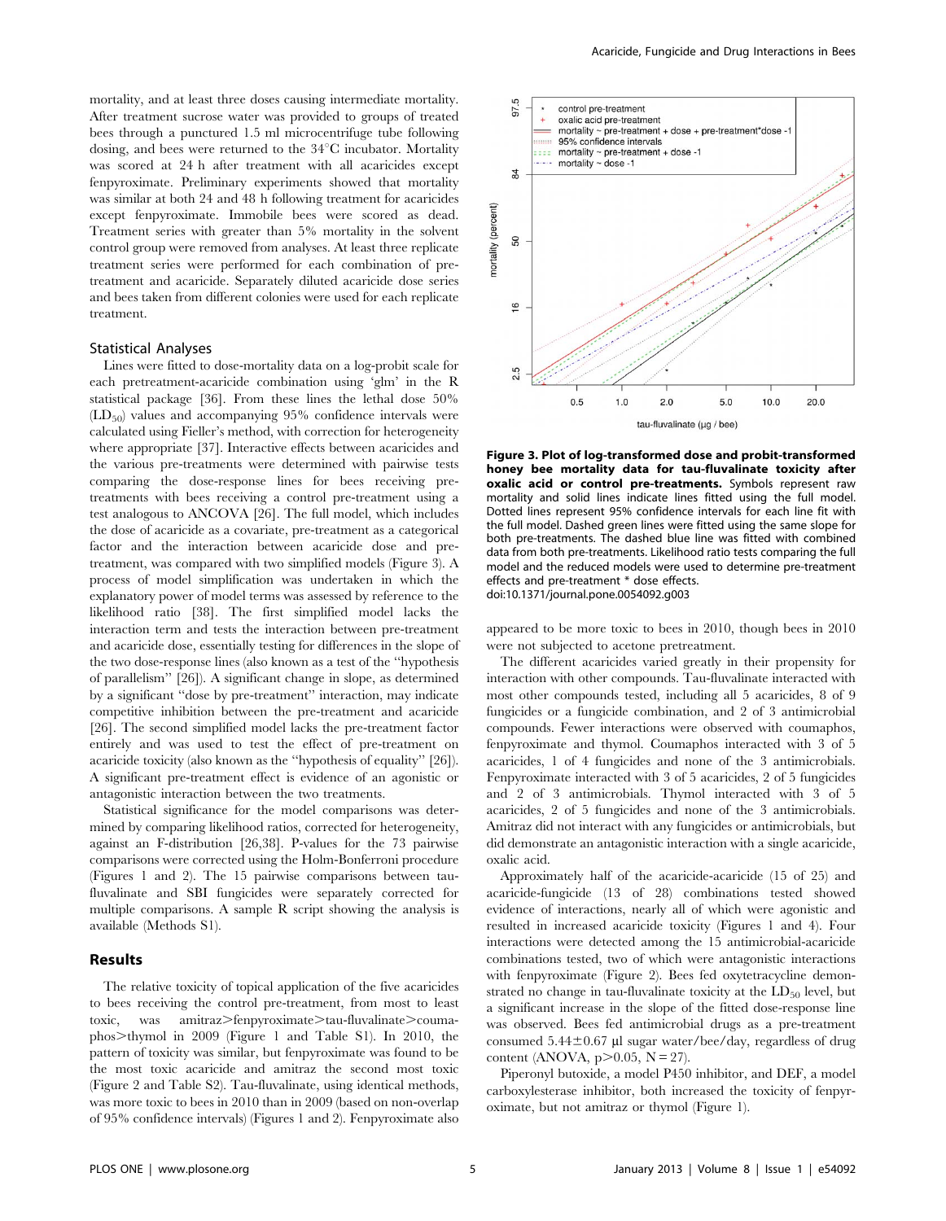mortality, and at least three doses causing intermediate mortality. After treatment sucrose water was provided to groups of treated bees through a punctured 1.5 ml microcentrifuge tube following dosing, and bees were returned to the 34°C incubator. Mortality was scored at 24 h after treatment with all acaricides except fenpyroximate. Preliminary experiments showed that mortality was similar at both 24 and 48 h following treatment for acaricides except fenpyroximate. Immobile bees were scored as dead. Treatment series with greater than 5% mortality in the solvent control group were removed from analyses. At least three replicate treatment series were performed for each combination of pre-treatment and acaricide. Separately diluted acaricide dose series and bees taken from different colonies were used for each replicate treatment.

### Statistical Analyses

Lines were fitted to dose-mortality data on a log-probit scale for each pretreatment-acaricide combination using 'glm' in the R statistical package [36]. From these lines the lethal dose 50% ($LD_{50}$) values and accompanying 95% confidence intervals were calculated using Fieller's method, with correction for heterogeneity where appropriate [37]. Interactive effects between acaricides and the various pre-treatments were determined with pairwise tests comparing the dose-response lines for bees receiving pre-treatments with bees receiving a control pre-treatment using a test analogous to ANCOVA [26]. The full model, which includes the dose of acaricide as a covariate, pre-treatment as a categorical factor and the interaction between acaricide dose and pre-treatment, was compared with two simplified models (Figure 3). A process of model simplification was undertaken in which the explanatory power of model terms was assessed by reference to the likelihood ratio [38]. The first simplified model lacks the interaction term and tests the interaction between pre-treatment and acaricide dose, essentially testing for differences in the slope of the two dose-response lines (also known as a test of the "hypothesis of parallelism" [26]). A significant change in slope, as determined by a significant "dose by pre-treatment" interaction, may indicate competitive inhibition between the pre-treatment and acaricide [26]. The second simplified model lacks the pre-treatment factor entirely and was used to test the effect of pre-treatment on acaricide toxicity (also known as the "hypothesis of equality" [26]). A significant pre-treatment effect is evidence of an agonistic or antagonistic interaction between the two treatments.

Statistical significance for the model comparisons was determined by comparing likelihood ratios, corrected for heterogeneity, against an F-distribution [26,38]. P-values for the 73 pairwise comparisons were corrected using the Holm-Bonferroni procedure (Figures 1 and 2). The 15 pairwise comparisons between tau-fluvalinate and SBI fungicides were separately corrected for multiple comparisons. A sample R script showing the analysis is available (Methods S1).

## Results

The relative toxicity of topical application of the five acaricides to bees receiving the control pre-treatment, from most to least toxic, was amitraz>fenpyroximate>tau-fluvalinate>coumaphos>thymol in 2009 (Figure 1 and Table S1). In 2010, the pattern of toxicity was similar, but fenpyroximate was found to be the most toxic acaricide and amitraz the second most toxic (Figure 2 and Table S2). Tau-fluvalinate, using identical methods, was more toxic to bees in 2010 than in 2009 (based on non-overlap of 95% confidence intervals) (Figures 1 and 2). Fenpyroximate also appeared to be more toxic to bees in 2010, though bees in 2010 were not subjected to acetone pretreatment.

**Figure 3. Plot of log-transformed dose and probit-transformed honey bee mortality data for tau-fluvalinate toxicity after oxalic acid or control pre-treatments.** Symbols represent raw mortality and solid lines indicate lines fitted using the full model. Dotted lines represent 95% confidence intervals for each line fit with the full model. Dashed green lines were fitted using the same slope for both pre-treatments. The dashed blue line was fitted with combined data from both pre-treatments. Likelihood ratio tests comparing the full model and the reduced models were used to determine pre-treatment effects and pre-treatment * dose effects.
doi:10.1371/journal.pone.0054092.g003

The different acaricides varied greatly in their propensity for interaction with other compounds. Tau-fluvalinate interacted with most other compounds tested, including all 5 acaricides, 8 of 9 fungicides or a fungicide combination, and 2 of 3 antimicrobial compounds. Fewer interactions were observed with coumaphos, fenpyroximate and thymol. Coumaphos interacted with 3 of 5 acaricides, 1 of 4 fungicides and none of the 3 antimicrobials. Fenpyroximate interacted with 3 of 5 acaricides, 2 of 5 fungicides and 2 of 3 antimicrobials. Thymol interacted with 3 of 5 acaricides, 2 of 5 fungicides and none of the 3 antimicrobials. Amitraz did not interact with any fungicides or antimicrobials, but did demonstrate an antagonistic interaction with a single acaricide, oxalic acid.

Approximately half of the acaricide-acaricide (15 of 25) and acaricide-fungicide (13 of 28) combinations tested showed evidence of interactions, nearly all of which were agonistic and resulted in increased acaricide toxicity (Figures 1 and 4). Four interactions were detected among the 15 antimicrobial-acaricide combinations tested, two of which were antagonistic interactions with fenpyroximate (Figure 2). Bees fed oxytetracycline demonstrated no change in tau-fluvalinate toxicity at the $LD_{50}$ level, but a significant increase in the slope of the fitted dose-response line was observed. Bees fed antimicrobial drugs as a pre-treatment consumed $5.44 \pm 0.67$ µl sugar water/bee/day, regardless of drug content (ANOVA, $p>0.05$, $N=27$).

Piperonyl butoxide, a model P450 inhibitor, and DEF, a model carboxylesterase inhibitor, both increased the toxicity of fenpyroximate, but not amitraz or thymol (Figure 1).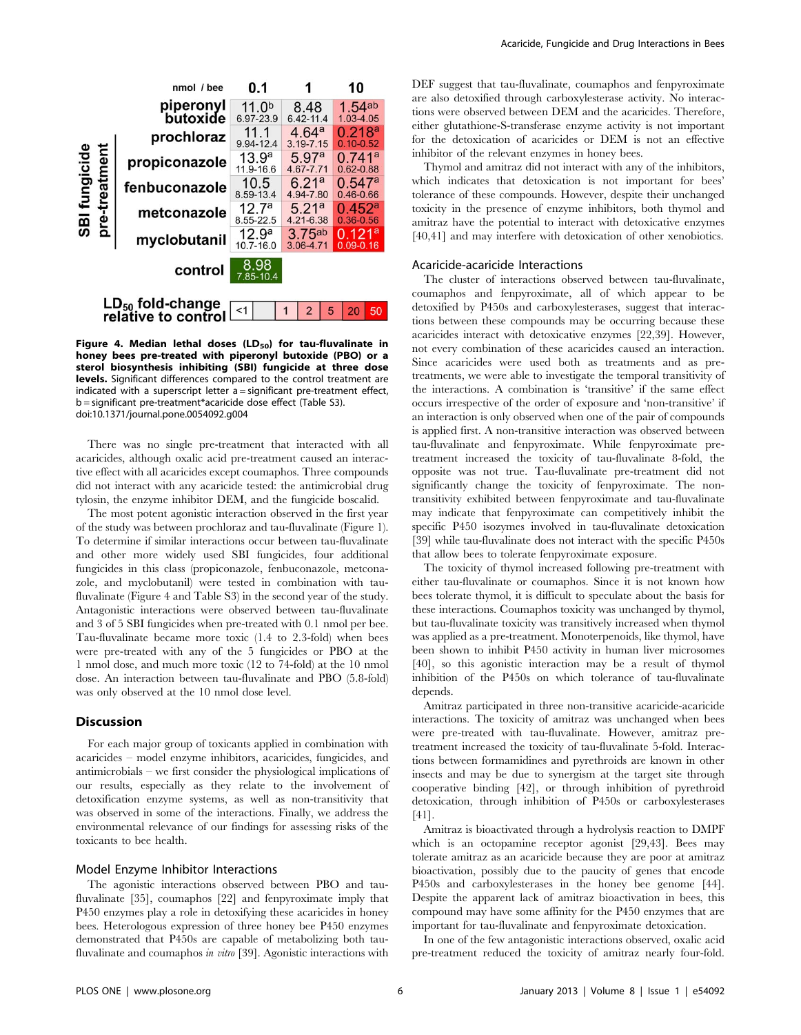| nmol / bee | 0.1 | 1 | 10 |
|---|---|---|---|
| piperonyl butoxide | 11.0[b] 6.97-23.9 | 8.48 6.42-11.4 | 1.54[ab] 1.03-4.05 |
| prochloraz | 11.1 9.94-12.4 | 4.64[a] 3.19-7.15 | 0.218[a] 0.10-0.52 |
| propiconazole | 13.9[a] 11.9-16.6 | 5.97[a] 4.67-7.71 | 0.741[a] 0.62-0.88 |
| fenbuconazole | 10.5 8.59-13.4 | 6.21[a] 4.94-7.80 | 0.547[a] 0.46-0.66 |
| metconazole | 12.7[a] 8.55-22.5 | 5.21[a] 4.21-6.38 | 0.452[a] 0.36-0.56 |
| myclobutanil | 12.9[a] 10.7-16.0 | 3.75[ab] 3.06-4.71 | 0.121[a] 0.09-0.16 |
| control | 8.98 7.85-10.4 | | |

(Rows prochloraz through myclobutanil: SBI fungicide pre-treatment)

$LD_{50}$ fold-change relative to control: <1, 1, 2, 5, 20, 50

**Figure 4. Median lethal doses ($LD_{50}$) for tau-fluvalinate in honey bees pre-treated with piperonyl butoxide (PBO) or a sterol biosynthesis inhibiting (SBI) fungicide at three dose levels.** Significant differences compared to the control treatment are indicated with a superscript letter a = significant pre-treatment effect, b = significant pre-treatment*acaricide dose effect (Table S3).
doi:10.1371/journal.pone.0054092.g004

There was no single pre-treatment that interacted with all acaricides, although oxalic acid pre-treatment caused an interactive effect with all acaricides except coumaphos. Three compounds did not interact with any acaricide tested: the antimicrobial drug tylosin, the enzyme inhibitor DEM, and the fungicide boscalid.

The most potent agonistic interaction observed in the first year of the study was between prochloraz and tau-fluvalinate (Figure 1). To determine if similar interactions occur between tau-fluvalinate and other more widely used SBI fungicides, four additional fungicides in this class (propiconazole, fenbuconazole, metconazole, and myclobutanil) were tested in combination with tau-fluvalinate (Figure 4 and Table S3) in the second year of the study. Antagonistic interactions were observed between tau-fluvalinate and 3 of 5 SBI fungicides when pre-treated with 0.1 nmol per bee. Tau-fluvalinate became more toxic (1.4 to 2.3-fold) when bees were pre-treated with any of the 5 fungicides or PBO at the 1 nmol dose, and much more toxic (12 to 74-fold) at the 10 nmol dose. An interaction between tau-fluvalinate and PBO (5.8-fold) was only observed at the 10 nmol dose level.

## Discussion

For each major group of toxicants applied in combination with acaricides – model enzyme inhibitors, acaricides, fungicides, and antimicrobials – we first consider the physiological implications of our results, especially as they relate to the involvement of detoxification enzyme systems, as well as non-transitivity that was observed in some of the interactions. Finally, we address the environmental relevance of our findings for assessing risks of the toxicants to bee health.

### Model Enzyme Inhibitor Interactions

The agonistic interactions observed between PBO and tau-fluvalinate [35], coumaphos [22] and fenpyroximate imply that P450 enzymes play a role in detoxifying these acaricides in honey bees. Heterologous expression of three honey bee P450 enzymes demonstrated that P450s are capable of metabolizing both tau-fluvalinate and coumaphos *in vitro* [39]. Agonistic interactions with DEF suggest that tau-fluvalinate, coumaphos and fenpyroximate are also detoxified through carboxylesterase activity. No interactions were observed between DEM and the acaricides. Therefore, either glutathione-S-transferase enzyme activity is not important for the detoxication of acaricides or DEM is not an effective inhibitor of the relevant enzymes in honey bees.

Thymol and amitraz did not interact with any of the inhibitors, which indicates that detoxication is not important for bees' tolerance of these compounds. However, despite their unchanged toxicity in the presence of enzyme inhibitors, both thymol and amitraz have the potential to interact with detoxicative enzymes [40,41] and may interfere with detoxication of other xenobiotics.

### Acaricide-acaricide Interactions

The cluster of interactions observed between tau-fluvalinate, coumaphos and fenpyroximate, all of which appear to be detoxified by P450s and carboxylesterases, suggest that interactions between these compounds may be occurring because these acaricides interact with detoxicative enzymes [22,39]. However, not every combination of these acaricides caused an interaction. Since acaricides were used both as treatments and as pre-treatments, we were able to investigate the temporal transitivity of the interactions. A combination is 'transitive' if the same effect occurs irrespective of the order of exposure and 'non-transitive' if an interaction is only observed when one of the pair of compounds is applied first. A non-transitive interaction was observed between tau-fluvalinate and fenpyroximate. While fenpyroximate pre-treatment increased the toxicity of tau-fluvalinate 8-fold, the opposite was not true. Tau-fluvalinate pre-treatment did not significantly change the toxicity of fenpyroximate. The non-transitivity exhibited between fenpyroximate and tau-fluvalinate may indicate that fenpyroximate can competitively inhibit the specific P450 isozymes involved in tau-fluvalinate detoxication [39] while tau-fluvalinate does not interact with the specific P450s that allow bees to tolerate fenpyroximate exposure.

The toxicity of thymol increased following pre-treatment with either tau-fluvalinate or coumaphos. Since it is not known how bees tolerate thymol, it is difficult to speculate about the basis for these interactions. Coumaphos toxicity was unchanged by thymol, but tau-fluvalinate toxicity was transitively increased when thymol was applied as a pre-treatment. Monoterpenoids, like thymol, have been shown to inhibit P450 activity in human liver microsomes [40], so this agonistic interaction may be a result of thymol inhibition of the P450s on which tolerance of tau-fluvalinate depends.

Amitraz participated in three non-transitive acaricide-acaricide interactions. The toxicity of amitraz was unchanged when bees were pre-treated with tau-fluvalinate. However, amitraz pre-treatment increased the toxicity of tau-fluvalinate 5-fold. Interactions between formamidines and pyrethroids are known in other insects and may be due to synergism at the target site through cooperative binding [42], or through inhibition of pyrethroid detoxication, through inhibition of P450s or carboxylesterases [41].

Amitraz is bioactivated through a hydrolysis reaction to DMPF which is an octopamine receptor agonist [29,43]. Bees may tolerate amitraz as an acaricide because they are poor at amitraz bioactivation, possibly due to the paucity of genes that encode P450s and carboxylesterases in the honey bee genome [44]. Despite the apparent lack of amitraz bioactivation in bees, this compound may have some affinity for the P450 enzymes that are important for tau-fluvalinate and fenpyroximate detoxication.

In one of the few antagonistic interactions observed, oxalic acid pre-treatment reduced the toxicity of amitraz nearly four-fold.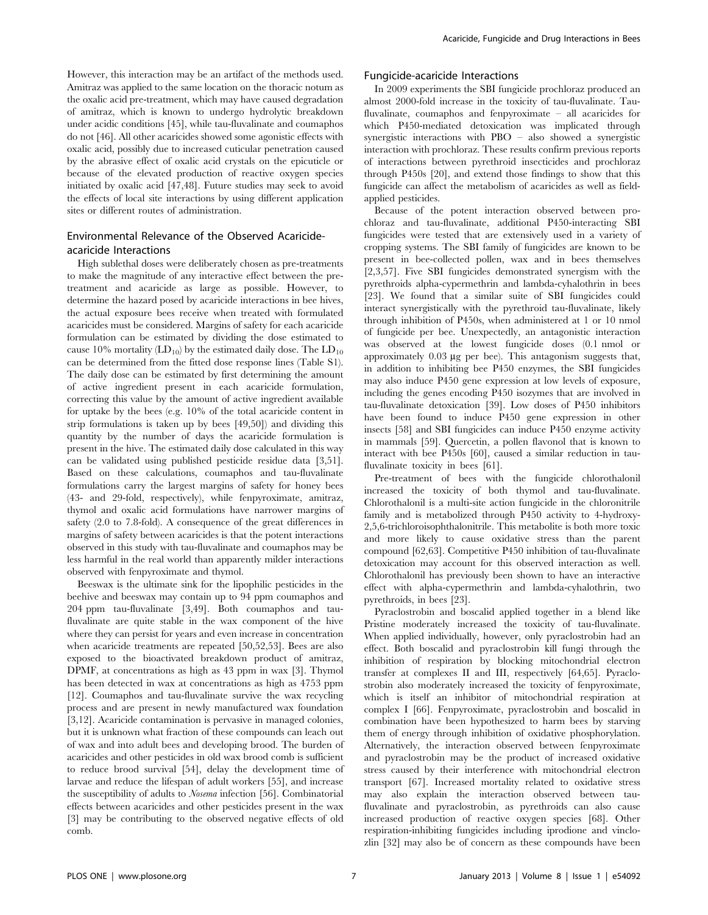However, this interaction may be an artifact of the methods used. Amitraz was applied to the same location on the thoracic notum as the oxalic acid pre-treatment, which may have caused degradation of amitraz, which is known to undergo hydrolytic breakdown under acidic conditions [45], while tau-fluvalinate and coumaphos do not [46]. All other acaricides showed some agonistic effects with oxalic acid, possibly due to increased cuticular penetration caused by the abrasive effect of oxalic acid crystals on the epicuticle or because of the elevated production of reactive oxygen species initiated by oxalic acid [47,48]. Future studies may seek to avoid the effects of local site interactions by using different application sites or different routes of administration.

## Environmental Relevance of the Observed Acaricide-acaricide Interactions

High sublethal doses were deliberately chosen as pre-treatments to make the magnitude of any interactive effect between the pre-treatment and acaricide as large as possible. However, to determine the hazard posed by acaricide interactions in bee hives, the actual exposure bees receive when treated with formulated acaricides must be considered. Margins of safety for each acaricide formulation can be estimated by dividing the dose estimated to cause 10% mortality ($LD_{10}$) by the estimated daily dose. The $LD_{10}$ can be determined from the fitted dose response lines (Table S1). The daily dose can be estimated by first determining the amount of active ingredient present in each acaricide formulation, correcting this value by the amount of active ingredient available for uptake by the bees (e.g. 10% of the total acaricide content in strip formulations is taken up by bees [49,50]) and dividing this quantity by the number of days the acaricide formulation is present in the hive. The estimated daily dose calculated in this way can be validated using published pesticide residue data [3,51]. Based on these calculations, coumaphos and tau-fluvalinate formulations carry the largest margins of safety for honey bees (43- and 29-fold, respectively), while fenpyroximate, amitraz, thymol and oxalic acid formulations have narrower margins of safety (2.0 to 7.8-fold). A consequence of the great differences in margins of safety between acaricides is that the potent interactions observed in this study with tau-fluvalinate and coumaphos may be less harmful in the real world than apparently milder interactions observed with fenpyroximate and thymol.

Beeswax is the ultimate sink for the lipophilic pesticides in the beehive and beeswax may contain up to 94 ppm coumaphos and 204 ppm tau-fluvalinate [3,49]. Both coumaphos and tau-fluvalinate are quite stable in the wax component of the hive where they can persist for years and even increase in concentration when acaricide treatments are repeated [50,52,53]. Bees are also exposed to the bioactivated breakdown product of amitraz, DPMF, at concentrations as high as 43 ppm in wax [3]. Thymol has been detected in wax at concentrations as high as 4753 ppm [12]. Coumaphos and tau-fluvalinate survive the wax recycling process and are present in newly manufactured wax foundation [3,12]. Acaricide contamination is pervasive in managed colonies, but it is unknown what fraction of these compounds can leach out of wax and into adult bees and developing brood. The burden of acaricides and other pesticides in old wax brood comb is sufficient to reduce brood survival [54], delay the development time of larvae and reduce the lifespan of adult workers [55], and increase the susceptibility of adults to *Nosema* infection [56]. Combinatorial effects between acaricides and other pesticides present in the wax [3] may be contributing to the observed negative effects of old comb.

## Fungicide-acaricide Interactions

In 2009 experiments the SBI fungicide prochloraz produced an almost 2000-fold increase in the toxicity of tau-fluvalinate. Tau-fluvalinate, coumaphos and fenpyroximate – all acaricides for which P450-mediated detoxication was implicated through synergistic interactions with PBO – also showed a synergistic interaction with prochloraz. These results confirm previous reports of interactions between pyrethroid insecticides and prochloraz through P450s [20], and extend those findings to show that this fungicide can affect the metabolism of acaricides as well as field-applied pesticides.

Because of the potent interaction observed between prochloraz and tau-fluvalinate, additional P450-interacting SBI fungicides were tested that are extensively used in a variety of cropping systems. The SBI family of fungicides are known to be present in bee-collected pollen, wax and in bees themselves [2,3,57]. Five SBI fungicides demonstrated synergism with the pyrethroids alpha-cypermethrin and lambda-cyhalothrin in bees [23]. We found that a similar suite of SBI fungicides could interact synergistically with the pyrethroid tau-fluvalinate, likely through inhibition of P450s, when administered at 1 or 10 nmol of fungicide per bee. Unexpectedly, an antagonistic interaction was observed at the lowest fungicide doses (0.1 nmol or approximately 0.03 µg per bee). This antagonism suggests that, in addition to inhibiting bee P450 enzymes, the SBI fungicides may also induce P450 gene expression at low levels of exposure, including the genes encoding P450 isozymes that are involved in tau-fluvalinate detoxication [39]. Low doses of P450 inhibitors have been found to induce P450 gene expression in other insects [58] and SBI fungicides can induce P450 enzyme activity in mammals [59]. Quercetin, a pollen flavonol that is known to interact with bee P450s [60], caused a similar reduction in tau-fluvalinate toxicity in bees [61].

Pre-treatment of bees with the fungicide chlorothalonil increased the toxicity of both thymol and tau-fluvalinate. Chlorothalonil is a multi-site action fungicide in the chloronitrile family and is metabolized through P450 activity to 4-hydroxy-2,5,6-trichloroisophthalonitrile. This metabolite is both more toxic and more likely to cause oxidative stress than the parent compound [62,63]. Competitive P450 inhibition of tau-fluvalinate detoxication may account for this observed interaction as well. Chlorothalonil has previously been shown to have an interactive effect with alpha-cypermethrin and lambda-cyhalothrin, two pyrethroids, in bees [23].

Pyraclostrobin and boscalid applied together in a blend like Pristine moderately increased the toxicity of tau-fluvalinate. When applied individually, however, only pyraclostrobin had an effect. Both boscalid and pyraclostrobin kill fungi through the inhibition of respiration by blocking mitochondrial electron transfer at complexes II and III, respectively [64,65]. Pyraclostrobin also moderately increased the toxicity of fenpyroximate, which is itself an inhibitor of mitochondrial respiration at complex I [66]. Fenpyroximate, pyraclostrobin and boscalid in combination have been hypothesized to harm bees by starving them of energy through inhibition of oxidative phosphorylation. Alternatively, the interaction observed between fenpyroximate and pyraclostrobin may be the product of increased oxidative stress caused by their interference with mitochondrial electron transport [67]. Increased mortality related to oxidative stress may also explain the interaction observed between tau-fluvalinate and pyraclostrobin, as pyrethroids can also cause increased production of reactive oxygen species [68]. Other respiration-inhibiting fungicides including iprodione and vinclozlin [32] may also be of concern as these compounds have been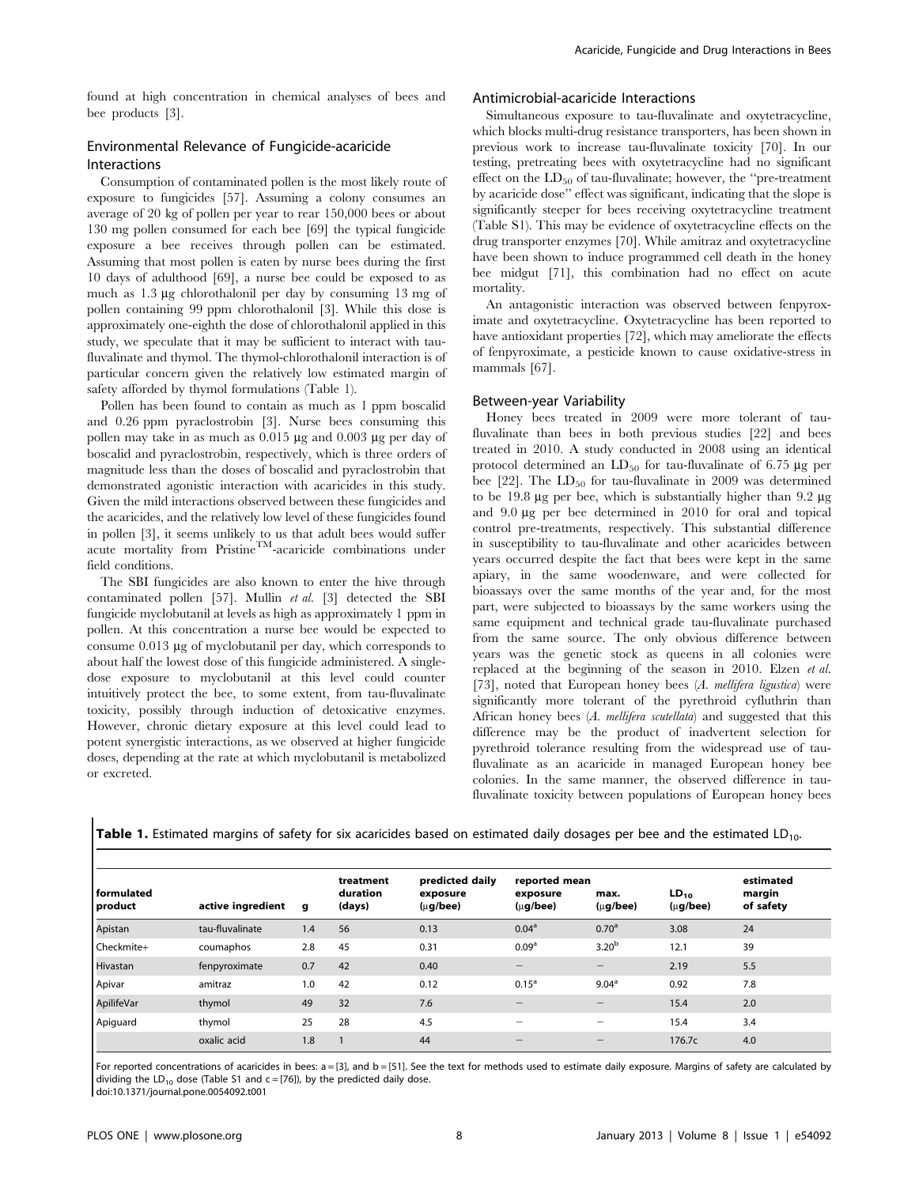found at high concentration in chemical analyses of bees and bee products [3].

### Environmental Relevance of Fungicide-acaricide Interactions

Consumption of contaminated pollen is the most likely route of exposure to fungicides [57]. Assuming a colony consumes an average of 20 kg of pollen per year to rear 150,000 bees or about 130 mg pollen consumed for each bee [69] the typical fungicide exposure a bee receives through pollen can be estimated. Assuming that most pollen is eaten by nurse bees during the first 10 days of adulthood [69], a nurse bee could be exposed to as much as 1.3 µg chlorothalonil per day by consuming 13 mg of pollen containing 99 ppm chlorothalonil [3]. While this dose is approximately one-eighth the dose of chlorothalonil applied in this study, we speculate that it may be sufficient to interact with tau-fluvalinate and thymol. The thymol-chlorothalonil interaction is of particular concern given the relatively low estimated margin of safety afforded by thymol formulations (Table 1).

Pollen has been found to contain as much as 1 ppm boscalid and 0.26 ppm pyraclostrobin [3]. Nurse bees consuming this pollen may take in as much as 0.015 µg and 0.003 µg per day of boscalid and pyraclostrobin, respectively, which is three orders of magnitude less than the doses of boscalid and pyraclostrobin that demonstrated agonistic interaction with acaricides in this study. Given the mild interactions observed between these fungicides and the acaricides, and the relatively low level of these fungicides found in pollen [3], it seems unlikely to us that adult bees would suffer acute mortality from Pristine™-acaricide combinations under field conditions.

The SBI fungicides are also known to enter the hive through contaminated pollen [57]. Mullin *et al.* [3] detected the SBI fungicide myclobutanil at levels as high as approximately 1 ppm in pollen. At this concentration a nurse bee would be expected to consume 0.013 µg of myclobutanil per day, which corresponds to about half the lowest dose of this fungicide administered. A single-dose exposure to myclobutanil at this level could counter intuitively protect the bee, to some extent, from tau-fluvalinate toxicity, possibly through induction of detoxicative enzymes. However, chronic dietary exposure at this level could lead to potent synergistic interactions, as we observed at higher fungicide doses, depending at the rate at which myclobutanil is metabolized or excreted.

### Antimicrobial-acaricide Interactions

Simultaneous exposure to tau-fluvalinate and oxytetracycline, which blocks multi-drug resistance transporters, has been shown in previous work to increase tau-fluvalinate toxicity [70]. In our testing, pretreating bees with oxytetracycline had no significant effect on the $LD_{50}$ of tau-fluvalinate; however, the "pre-treatment by acaricide dose" effect was significant, indicating that the slope is significantly steeper for bees receiving oxytetracycline treatment (Table S1). This may be evidence of oxytetracycline effects on the drug transporter enzymes [70]. While amitraz and oxytetracycline have been shown to induce programmed cell death in the honey bee midgut [71], this combination had no effect on acute mortality.

An antagonistic interaction was observed between fenpyroximate and oxytetracycline. Oxytetracycline has been reported to have antioxidant properties [72], which may ameliorate the effects of fenpyroximate, a pesticide known to cause oxidative-stress in mammals [67].

### Between-year Variability

Honey bees treated in 2009 were more tolerant of tau-fluvalinate than bees in both previous studies [22] and bees treated in 2010. A study conducted in 2008 using an identical protocol determined an $LD_{50}$ for tau-fluvalinate of 6.75 µg per bee [22]. The $LD_{50}$ for tau-fluvalinate in 2009 was determined to be 19.8 µg per bee, which is substantially higher than 9.2 µg and 9.0 µg per bee determined in 2010 for oral and topical control pre-treatments, respectively. This substantial difference in susceptibility to tau-fluvalinate and other acaricides between years occurred despite the fact that bees were kept in the same apiary, in the same woodenware, and were collected for bioassays over the same months of the year and, for the most part, were subjected to bioassays by the same workers using the same equipment and technical grade tau-fluvalinate purchased from the same source. The only obvious difference between years was the genetic stock as queens in all colonies were replaced at the beginning of the season in 2010. Elzen *et al.* [73], noted that European honey bees (*A. mellifera ligustica*) were significantly more tolerant of the pyrethroid cyfluthrin than African honey bees (*A. mellifera scutellata*) and suggested that this difference may be the product of inadvertent selection for pyrethroid tolerance resulting from the widespread use of tau-fluvalinate as an acaricide in managed European honey bee colonies. In the same manner, the observed difference in tau-fluvalinate toxicity between populations of European honey bees

**Table 1.** Estimated margins of safety for six acaricides based on estimated daily dosages per bee and the estimated $LD_{10}$.

| formulated product | active ingredient | g | treatment duration (days) | predicted daily exposure (µg/bee) | reported mean exposure (µg/bee) | max. (µg/bee) | $LD_{10}$ (µg/bee) | estimated margin of safety |
|---|---|---|---|---|---|---|---|---|
| Apistan | tau-fluvalinate | 1.4 | 56 | 0.13 | 0.04[a] | 0.70[a] | 3.08 | 24 |
| Checkmite+ | coumaphos | 2.8 | 45 | 0.31 | 0.09[a] | 3.20[b] | 12.1 | 39 |
| Hivastan | fenpyroximate | 0.7 | 42 | 0.40 | – | – | 2.19 | 5.5 |
| Apivar | amitraz | 1.0 | 42 | 0.12 | 0.15[a] | 9.04[a] | 0.92 | 7.8 |
| ApilifeVar | thymol | 49 | 32 | 7.6 | – | – | 15.4 | 2.0 |
| Apiguard | thymol | 25 | 28 | 4.5 | – | – | 15.4 | 3.4 |
| | oxalic acid | 1.8 | 1 | 44 | – | – | 176.7c | 4.0 |

For reported concentrations of acaricides in bees: a = [3], and b = [51]. See the text for methods used to estimate daily exposure. Margins of safety are calculated by dividing the $LD_{10}$ dose (Table S1 and c = [76]), by the predicted daily dose.
doi:10.1371/journal.pone.0054092.t001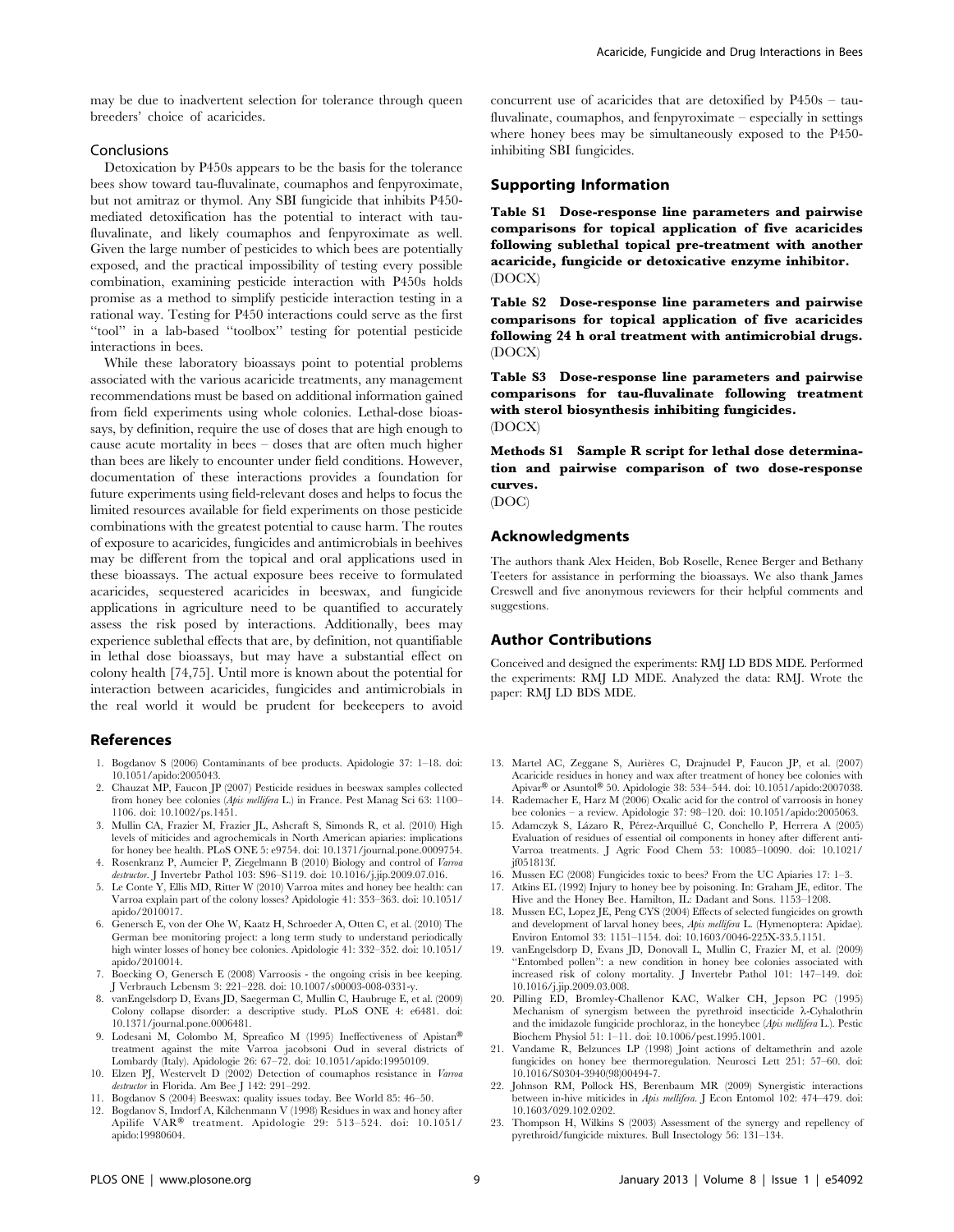may be due to inadvertent selection for tolerance through queen breeders' choice of acaricides.

## Conclusions

Detoxication by P450s appears to be the basis for the tolerance bees show toward tau-fluvalinate, coumaphos and fenpyroximate, but not amitraz or thymol. Any SBI fungicide that inhibits P450-mediated detoxification has the potential to interact with tau-fluvalinate, and likely coumaphos and fenpyroximate as well. Given the large number of pesticides to which bees are potentially exposed, and the practical impossibility of testing every possible combination, examining pesticide interaction with P450s holds promise as a method to simplify pesticide interaction testing in a rational way. Testing for P450 interactions could serve as the first "tool" in a lab-based "toolbox" testing for potential pesticide interactions in bees.

While these laboratory bioassays point to potential problems associated with the various acaricide treatments, any management recommendations must be based on additional information gained from field experiments using whole colonies. Lethal-dose bioassays, by definition, require the use of doses that are high enough to cause acute mortality in bees – doses that are often much higher than bees are likely to encounter under field conditions. However, documentation of these interactions provides a foundation for future experiments using field-relevant doses and helps to focus the limited resources available for field experiments on those pesticide combinations with the greatest potential to cause harm. The routes of exposure to acaricides, fungicides and antimicrobials in beehives may be different from the topical and oral applications used in these bioassays. The actual exposure bees receive to formulated acaricides, sequestered acaricides in beeswax, and fungicide applications in agriculture need to be quantified to accurately assess the risk posed by interactions. Additionally, bees may experience sublethal effects that are, by definition, not quantifiable in lethal dose bioassays, but may have a substantial effect on colony health [74,75]. Until more is known about the potential for interaction between acaricides, fungicides and antimicrobials in the real world it would be prudent for beekeepers to avoid concurrent use of acaricides that are detoxified by P450s – tau-fluvalinate, coumaphos, and fenpyroximate – especially in settings where honey bees may be simultaneously exposed to the P450-inhibiting SBI fungicides.

## Supporting Information

**Table S1 Dose-response line parameters and pairwise comparisons for topical application of five acaricides following sublethal topical pre-treatment with another acaricide, fungicide or detoxicative enzyme inhibitor.**
(DOCX)

**Table S2 Dose-response line parameters and pairwise comparisons for topical application of five acaricides following 24 h oral treatment with antimicrobial drugs.**
(DOCX)

**Table S3 Dose-response line parameters and pairwise comparisons for tau-fluvalinate following treatment with sterol biosynthesis inhibiting fungicides.**
(DOCX)

**Methods S1 Sample R script for lethal dose determination and pairwise comparison of two dose-response curves.**
(DOC)

## Acknowledgments

The authors thank Alex Heiden, Bob Roselle, Renee Berger and Bethany Teeters for assistance in performing the bioassays. We also thank James Creswell and five anonymous reviewers for their helpful comments and suggestions.

## Author Contributions

Conceived and designed the experiments: RMJ LD BDS MDE. Performed the experiments: RMJ LD MDE. Analyzed the data: RMJ. Wrote the paper: RMJ LD BDS MDE.

## References

1. Bogdanov S (2006) Contaminants of bee products. Apidologie 37: 1–18. doi: 10.1051/apido:2005043.
2. Chauzat MP, Faucon JP (2007) Pesticide residues in beeswax samples collected from honey bee colonies (*Apis mellifera* L.) in France. Pest Manag Sci 63: 1100–1106. doi: 10.1002/ps.1451.
3. Mullin CA, Frazier M, Frazier JL, Ashcraft S, Simonds R, et al. (2010) High levels of miticides and agrochemicals in North American apiaries: implications for honey bee health. PLoS ONE 5: e9754. doi: 10.1371/journal.pone.0009754.
4. Rosenkranz P, Aumeier P, Ziegelmann B (2010) Biology and control of *Varroa destructor*. J Invertebr Pathol 103: S96–S119. doi: 10.1016/j.jip.2009.07.016.
5. Le Conte Y, Ellis MD, Ritter W (2010) Varroa mites and honey bee health: can Varroa explain part of the colony losses? Apidologie 41: 353–363. doi: 10.1051/apido/2010017.
6. Genersch E, von der Ohe W, Kaatz H, Schroeder A, Otten C, et al. (2010) The German bee monitoring project: a long term study to understand periodically high winter losses of honey bee colonies. Apidologie 41: 332–352. doi: 10.1051/apido/2010014.
7. Boecking O, Genersch E (2008) Varroosis - the ongoing crisis in bee keeping. J Verbrauch Lebensm 3: 221–228. doi: 10.1007/s00003-008-0331-y.
8. vanEngelsdorp D, Evans JD, Saegerman C, Mullin C, Haubruge E, et al. (2009) Colony collapse disorder: a descriptive study. PLoS ONE 4: e6481. doi: 10.1371/journal.pone.0006481.
9. Lodesani M, Colombo M, Spreafico M (1995) Ineffectiveness of Apistan® treatment against the mite Varroa jacobsoni Oud in several districts of Lombardy (Italy). Apidologie 26: 67–72. doi: 10.1051/apido:19950109.
10. Elzen PJ, Westervelt D (2002) Detection of coumaphos resistance in *Varroa destructor* in Florida. Am Bee J 142: 291–292.
11. Bogdanov S (2004) Beeswax: quality issues today. Bee World 85: 46–50.
12. Bogdanov S, Imdorf A, Kilchenmann V (1998) Residues in wax and honey after Apilife VAR® treatment. Apidologie 29: 513–524. doi: 10.1051/apido:19980604.
13. Martel AC, Zeggane S, Aurières C, Drajnudel P, Faucon JP, et al. (2007) Acaricide residues in honey and wax after treatment of honey bee colonies with Apivar® or Asuntol® 50. Apidologie 38: 534–544. doi: 10.1051/apido:2007038.
14. Rademacher E, Harz M (2006) Oxalic acid for the control of varroosis in honey bee colonies – a review. Apidologie 37: 98–120. doi: 10.1051/apido:2005063.
15. Adamczyk S, Lázaro R, Pérez-Arquillué C, Conchello P, Herrera A (2005) Evaluation of residues of essential oil components in honey after different anti-Varroa treatments. J Agric Food Chem 53: 10085–10090. doi: 10.1021/jf051813f.
16. Mussen EC (2008) Fungicides toxic to bees? From the UC Apiaries 17: 1–3.
17. Atkins EL (1992) Injury to honey bee by poisoning. In: Graham JE, editor. The Hive and the Honey Bee. Hamilton, IL: Dadant and Sons. 1153–1208.
18. Mussen EC, Lopez JE, Peng CYS (2004) Effects of selected fungicides on growth and development of larval honey bees, *Apis mellifera* L. (Hymenoptera: Apidae). Environ Entomol 33: 1151–1154. doi: 10.1603/0046-225X-33.5.1151.
19. vanEngelsdorp D, Evans JD, Donovall L, Mullin C, Frazier M, et al. (2009) "Entombed pollen": a new condition in honey bee colonies associated with increased risk of colony mortality. J Invertebr Pathol 101: 147–149. doi: 10.1016/j.jip.2009.03.008.
20. Pilling ED, Bromley-Challenor KAC, Walker CH, Jepson PC (1995) Mechanism of synergism between the pyrethroid insecticide λ-Cyhalothrin and the imidazole fungicide prochloraz, in the honeybee (*Apis mellifera* L.). Pestic Biochem Physiol 51: 1–11. doi: 10.1006/pest.1995.1001.
21. Vandame R, Belzunces LP (1998) Joint actions of deltamethrin and azole fungicides on honey bee thermoregulation. Neurosci Lett 251: 57–60. doi: 10.1016/S0304-3940(98)00494-7.
22. Johnson RM, Pollock HS, Berenbaum MR (2009) Synergistic interactions between in-hive miticides in *Apis mellifera*. J Econ Entomol 102: 474–479. doi: 10.1603/029.102.0202.
23. Thompson H, Wilkins S (2003) Assessment of the synergy and repellency of pyrethroid/fungicide mixtures. Bull Insectology 56: 131–134.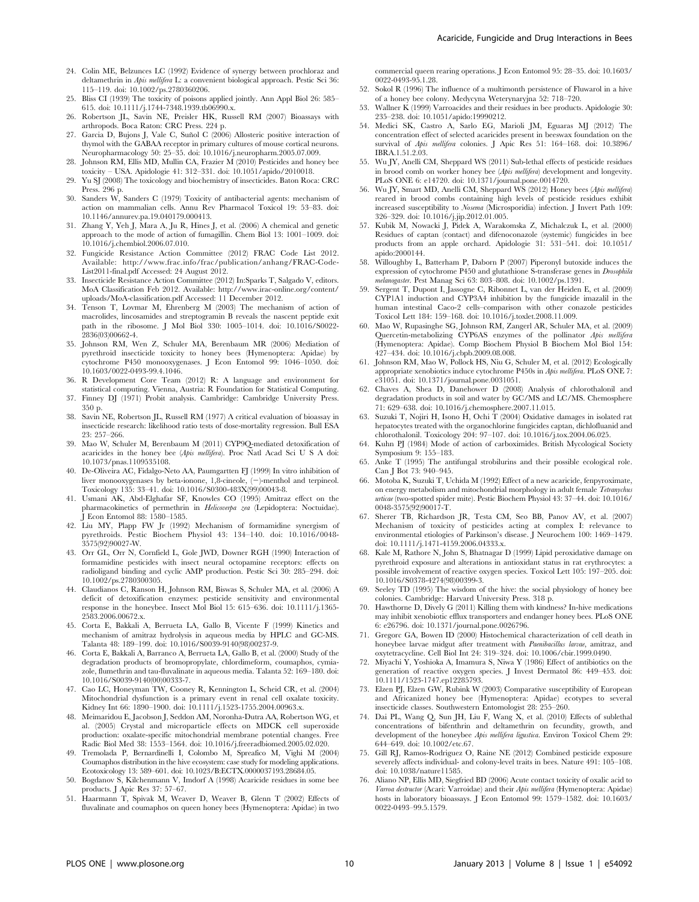24. Colin ME, Belzunces LC (1992) Evidence of synergy between prochloraz and deltamethrin in *Apis mellifera* L: a convenient biological approach. Pestic Sci 36: 115–119. doi: 10.1002/ps.2780360206.
25. Bliss CI (1939) The toxicity of poisons applied jointly. Ann Appl Biol 26: 585–615. doi: 10.1111/j.1744-7348.1939.tb06990.x.
26. Robertson JL, Savin NE, Preisler HK, Russell RM (2007) Bioassays with arthropods. Boca Raton: CRC Press. 224 p.
27. Garcia D, Bujons J, Vale C, Suñol C (2006) Allosteric positive interaction of thymol with the GABAA receptor in primary cultures of mouse cortical neurons. Neuropharmacology 50: 25–35. doi: 10.1016/j.neuropharm.2005.07.009.
28. Johnson RM, Ellis MD, Mullin CA, Frazier M (2010) Pesticides and honey bee toxicity – USA. Apidologie 41: 312–331. doi: 10.1051/apido/2010018.
29. Yu SJ (2008) The toxicology and biochemistry of insecticides. Baton Roca: CRC Press. 296 p.
30. Sanders W, Sanders C (1979) Toxicity of antibacterial agents: mechanism of action on mammalian cells. Annu Rev Pharmacol Toxicol 19: 53–83. doi: 10.1146/annurev.pa.19.040179.000413.
31. Zhang Y, Yeh J, Mara A, Ju R, Hines J, et al. (2006) A chemical and genetic approach to the mode of action of fumagillin. Chem Biol 13: 1001–1009. doi: 10.1016/j.chembiol.2006.07.010.
32. Fungicide Resistance Action Committee (2012) FRAC Code List 2012. Available: http://www.frac.info/frac/publication/anhang/FRAC-Code-List2011-final.pdf Accessed: 24 August 2012.
33. Insecticide Resistance Action Committee (2012) In:Sparks T, Salgado V, editors. MoA Classification Feb 2012. Available: http://www.irac-online.org/content/uploads/MoA-classification.pdf Accessed: 11 December 2012.
34. Tenson T, Lovmar M, Ehrenberg M (2003) The mechanism of action of macrolides, lincosamides and streptogramin B reveals the nascent peptide exit path in the ribosome. J Mol Biol 330: 1005–1014. doi: 10.1016/S0022-2836(03)00662-4.
35. Johnson RM, Wen Z, Schuler MA, Berenbaum MR (2006) Mediation of pyrethroid insecticide toxicity to honey bees (Hymenoptera: Apidae) by cytochrome P450 monooxygenases. J Econ Entomol 99: 1046–1050. doi: 10.1603/0022-0493-99.4.1046.
36. R Development Core Team (2012) R: A language and environment for statistical computing. Vienna, Austria: R Foundation for Statistical Computing.
37. Finney DJ (1971) Probit analysis. Cambridge: Cambridge University Press. 350 p.
38. Savin NE, Robertson JL, Russell RM (1977) A critical evaluation of bioassay in insecticide research: likelihood ratio tests of dose-mortality regression. Bull ESA 23: 257–266.
39. Mao W, Schuler M, Berenbaum M (2011) CYP9Q-mediated detoxification of acaricides in the honey bee (*Apis mellifera*). Proc Natl Acad Sci U S A doi: 10.1073/pnas.1109535108.
40. De-Oliveira AC, Fidalgo-Neto AA, Paumgartten FJ (1999) In vitro inhibition of liver monooxygenases by beta-ionone, 1,8-cineole, (−)-menthol and terpineol. Toxicology 135: 33–41. doi: 10.1016/S0300-483X(99)00043-8.
41. Usmani AK, Abd-Elghafar SF, Knowles CO (1995) Amitraz effect on the pharmacokinetics of permethrin in *Helicoverpa zea* (Lepidoptera: Noctuidae). J Econ Entomol 88: 1580–1585.
42. Liu MY, Plapp FW Jr (1992) Mechanism of formamidine synergism of pyrethroids. Pestic Biochem Physiol 43: 134–140. doi: 10.1016/0048-3575(92)90027-W.
43. Orr GL, Orr N, Cornfield L, Gole JWD, Downer RGH (1990) Interaction of formamidine pesticides with insect neural octopamine receptors: effects on radioligand binding and cyclic AMP production. Pestic Sci 30: 285–294. doi: 10.1002/ps.2780300305.
44. Claudianos C, Ranson H, Johnson RM, Biswas S, Schuler MA, et al. (2006) A deficit of detoxification enzymes: pesticide sensitivity and environmental response in the honeybee. Insect Mol Biol 15: 615–636. doi: 10.1111/j.1365-2583.2006.00672.x.
45. Corta E, Bakkali A, Berrueta LA, Gallo B, Vicente F (1999) Kinetics and mechanism of amitraz hydrolysis in aqueous media by HPLC and GC-MS. Talanta 48: 189–199. doi: 10.1016/S0039-9140(98)00237-9.
46. Corta E, Bakkali A, Barranco A, Berrueta LA, Gallo B, et al. (2000) Study of the degradation products of bromopropylate, chlordimeform, coumaphos, cymiazole, flumethrin and tau-fluvalinate in aqueous media. Talanta 52: 169–180. doi: 10.1016/S0039-9140(00)00333-7.
47. Cao LC, Honeyman TW, Cooney R, Kennington L, Scheid CR, et al. (2004) Mitochondrial dysfunction is a primary event in renal cell oxalate toxicity. Kidney Int 66: 1890–1900. doi: 10.1111/j.1523-1755.2004.00963.x.
48. Meimaridou E, Jacobson J, Seddon AM, Noronha-Dutra AA, Robertson WG, et al. (2005) Crystal and microparticle effects on MDCK cell superoxide production: oxalate-specific mitochondrial membrane potential changes. Free Radic Biol Med 38: 1553–1564. doi: 10.1016/j.freeradbiomed.2005.02.020.
49. Tremolada P, Bernardinelli I, Colombo M, Spreafico M, Vighi M (2004) Coumaphos distribution in the hive ecosystem: case study for modeling applications. Ecotoxicology 13: 589–601. doi: 10.1023/B:ECTX.0000037193.28684.05.
50. Bogdanov S, Kilchenmann V, Imdorf A (1998) Acaricide residues in some bee products. J Apic Res 37: 57–67.
51. Haarmann T, Spivak M, Weaver D, Weaver B, Glenn T (2002) Effects of fluvalinate and coumaphos on queen honey bees (Hymenoptera: Apidae) in two commercial queen rearing operations. J Econ Entomol 95: 28–35. doi: 10.1603/0022-0493-95.1.28.
52. Sokol R (1996) The influence of a multimonth persistence of Fluwarol in a hive of a honey bee colony. Medycyna Weterynaryjna 52: 718–720.
53. Wallner K (1999) Varroacides and their residues in bee products. Apidologie 30: 235–238. doi: 10.1051/apido:19990212.
54. Medici SK, Castro A, Sarlo EG, Marioli JM, Eguaras MJ (2012) The concentration effect of selected acaricides present in beeswax foundation on the survival of *Apis mellifera* colonies. J Apic Res 51: 164–168. doi: 10.3896/IBRA.1.51.2.03.
55. Wu JY, Anelli CM, Sheppard WS (2011) Sub-lethal effects of pesticide residues in brood comb on worker honey bee (*Apis mellifera*) development and longevity. PLoS ONE 6: e14720. doi: 10.1371/journal.pone.0014720.
56. Wu JY, Smart MD, Anelli CM, Sheppard WS (2012) Honey bees (*Apis mellifera*) reared in brood combs containing high levels of pesticide residues exhibit increased susceptibility to *Nosema* (Microsporidia) infection. J Invert Path 109: 326–329. doi: 10.1016/j.jip.2012.01.005.
57. Kubik M, Nowacki J, Pidek A, Warakomska Z, Michalczuk L, et al. (2000) Residues of captan (contact) and difenoconazole (systemic) fungicides in bee products from an apple orchard. Apidologie 31: 531–541. doi: 10.1051/apido:2000144.
58. Willoughby L, Batterham P, Daborn P (2007) Piperonyl butoxide induces the expression of cytochrome P450 and glutathione S-transferase genes in *Drosophila melanogaster*. Pest Manag Sci 63: 803–808. doi: 10.1002/ps.1391.
59. Sergent T, Dupont I, Jassogne C, Ribonnet L, van der Heiden E, et al. (2009) CYP1A1 induction and CYP3A4 inhibition by the fungicide imazalil in the human intestinal Caco-2 cells–comparison with other conazole pesticides Toxicol Lett 184: 159–168. doi: 10.1016/j.toxlet.2008.11.009.
60. Mao W, Rupasinghe SG, Johnson RM, Zangerl AR, Schuler MA, et al. (2009) Quercetin-metabolizing CYP6AS enzymes of the pollinator *Apis mellifera* (Hymenoptera: Apidae). Comp Biochem Physiol B Biochem Mol Biol 154: 427–434. doi: 10.1016/j.cbpb.2009.08.008.
61. Johnson RM, Mao W, Pollock HS, Niu G, Schuler M, et al. (2012) Ecologically appropriate xenobiotics induce cytochrome P450s in *Apis mellifera*. PLoS ONE 7: e31051. doi: 10.1371/journal.pone.0031051.
62. Chaves A, Shea D, Danehower D (2008) Analysis of chlorothalonil and degradation products in soil and water by GC/MS and LC/MS. Chemosphere 71: 629–638. doi: 10.1016/j.chemosphere.2007.11.015.
63. Suzuki T, Nojiri H, Isono H, Ochi T (2004) Oxidative damages in isolated rat hepatocytes treated with the organochlorine fungicides captan, dichlofluanid and chlorothalonil. Toxicology 204: 97–107. doi: 10.1016/j.tox.2004.06.025.
64. Kuhn PJ (1984) Mode of action of carboximides. British Mycological Society Symposium 9: 155–183.
65. Anke T (1995) The antifungal strobilurins and their possible ecological role. Can J Bot 73: 940–945.
66. Motoba K, Suzuki T, Uchida M (1992) Effect of a new acaricide, fenpyroximate, on energy metabolism and mitochondrial morphology in adult female *Tetranychus urticae* (two-spotted spider mite). Pestic Biochem Physiol 43: 37–44. doi: 10.1016/0048-3575(92)90017-T.
67. Sherer TB, Richardson JR, Testa CM, Seo BB, Panov AV, et al. (2007) Mechanism of toxicity of pesticides acting at complex I: relevance to environmental etiologies of Parkinson's disease. J Neurochem 100: 1469–1479. doi: 10.1111/j.1471-4159.2006.04333.x.
68. Kale M, Rathore N, John S, Bhatnagar D (1999) Lipid peroxidative damage on pyrethroid exposure and alterations in antioxidant status in rat erythrocytes: a possible involvement of reactive oxygen species. Toxicol Lett 105: 197–205. doi: 10.1016/S0378-4274(98)00399-3.
69. Seeley TD (1995) The wisdom of the hive: the social physiology of honey bee colonies. Cambridge: Harvard University Press. 318 p.
70. Hawthorne D, Dively G (2011) Killing them with kindness? In-hive medications may inhibit xenobiotic efflux transporters and endanger honey bees. PLoS ONE 6: e26796. doi: 10.1371/journal.pone.0026796.
71. Gregorc GA, Bowen ID (2000) Histochemical characterization of cell death in honeybee larvae midgut after treatment with *Paenibacillus larvae*, amitraz, and oxytetracycline. Cell Biol Int 24: 319–324. doi: 10.1006/cbir.1999.0490.
72. Miyachi Y, Yoshioka A, Imamura S, Niwa Y (1986) Effect of antibiotics on the generation of reactive oxygen species. J Invest Dermatol 86: 449–453. doi: 10.1111/1523-1747.ep12285793.
73. Elzen PJ, Elzen GW, Rubink W (2003) Comparative susceptibility of European and Africanized honey bee (Hymenoptera: Apidae) ecotypes to several insecticide classes. Southwestern Entomologist 28: 255–260.
74. Dai PL, Wang Q, Sun JH, Liu F, Wang X, et al. (2010) Effects of sublethal concentrations of bifenthrin and deltamethrin on fecundity, growth, and development of the honeybee *Apis mellifera ligustica*. Environ Toxicol Chem 29: 644–649. doi: 10.1002/etc.67.
75. Gill RJ, Ramos-Rodriguez O, Raine NE (2012) Combined pesticide exposure severely affects individual- and colony-level traits in bees. Nature 491: 105–108. doi: 10.1038/nature11585.
76. Aliano NP, Ellis MD, Siegfried BD (2006) Acute contact toxicity of oxalic acid to *Varroa destructor* (Acari: Varroidae) and their *Apis mellifera* (Hymenoptera: Apidae) hosts in laboratory bioassays. J Econ Entomol 99: 1579–1582. doi: 10.1603/0022-0493-99.5.1579.